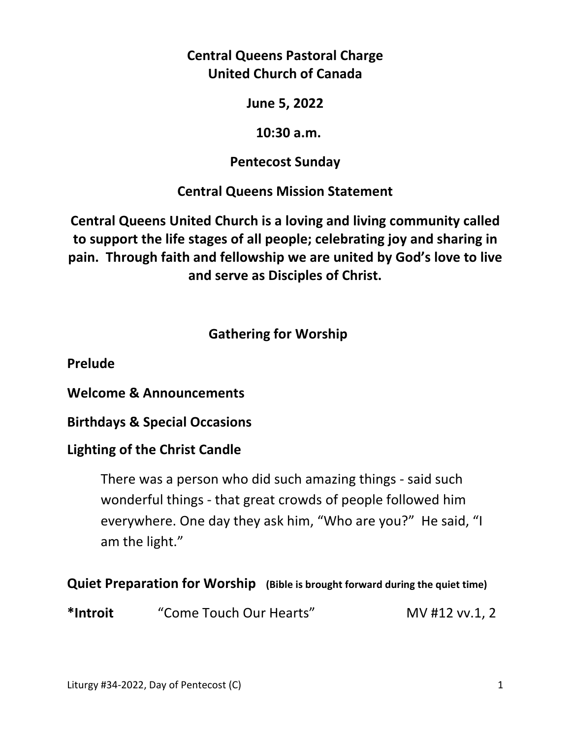**Central Queens Pastoral Charge**
**United Church of Canada**

**June 5, 2022**

**10:30 a.m.**

**Pentecost Sunday**

**Central Queens Mission Statement**

**Central Queens United Church is a loving and living community called to support the life stages of all people; celebrating joy and sharing in pain. Through faith and fellowship we are united by God's love to live and serve as Disciples of Christ.**

## Gathering for Worship

**Prelude**

**Welcome & Announcements**

**Birthdays & Special Occasions**

**Lighting of the Christ Candle**

> There was a person who did such amazing things - said such wonderful things - that great crowds of people followed him everywhere. One day they ask him, "Who are you?" He said, "I am the light."

**Quiet Preparation for Worship** **(Bible is brought forward during the quiet time)**

**\*Introit** "Come Touch Our Hearts" MV #12 vv.1, 2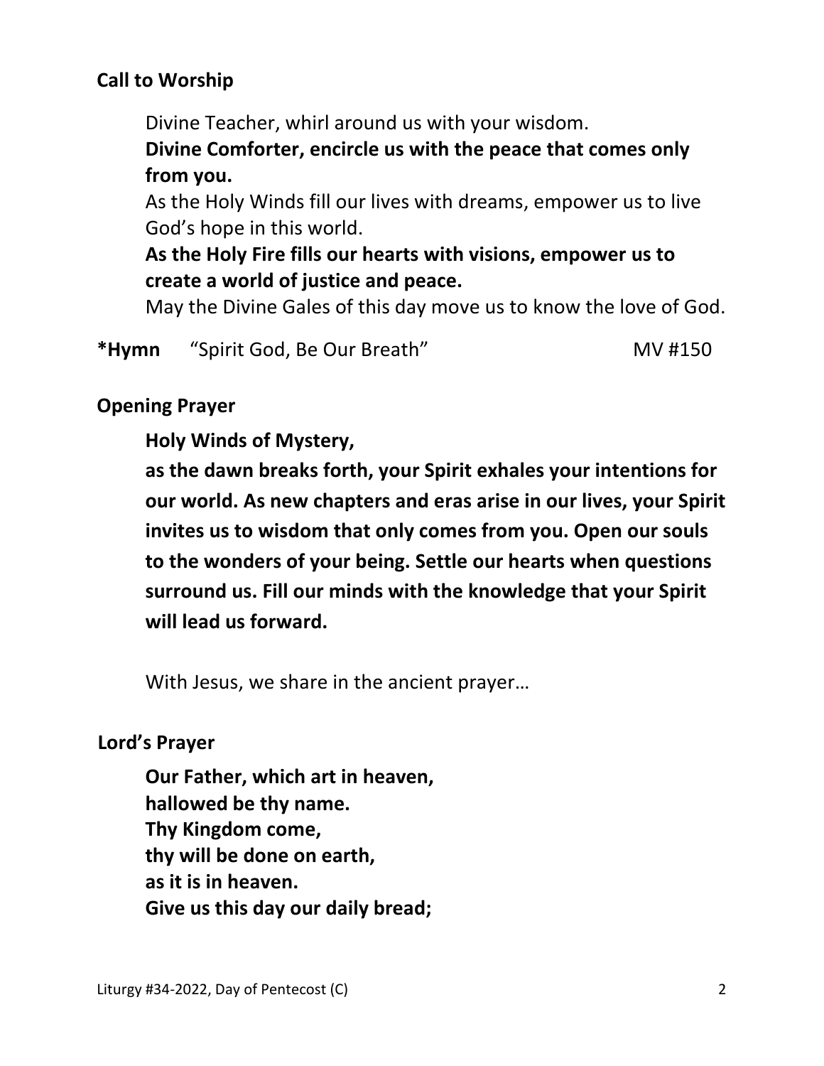**Call to Worship**

Divine Teacher, whirl around us with your wisdom.
**Divine Comforter, encircle us with the peace that comes only from you.**
As the Holy Winds fill our lives with dreams, empower us to live God's hope in this world.
**As the Holy Fire fills our hearts with visions, empower us to create a world of justice and peace.**
May the Divine Gales of this day move us to know the love of God.

**\*Hymn** "Spirit God, Be Our Breath" MV #150

**Opening Prayer**

**Holy Winds of Mystery,**
**as the dawn breaks forth, your Spirit exhales your intentions for our world. As new chapters and eras arise in our lives, your Spirit invites us to wisdom that only comes from you. Open our souls to the wonders of your being. Settle our hearts when questions surround us. Fill our minds with the knowledge that your Spirit will lead us forward.**

With Jesus, we share in the ancient prayer…

**Lord's Prayer**

**Our Father, which art in heaven,**
**hallowed be thy name.**
**Thy Kingdom come,**
**thy will be done on earth,**
**as it is in heaven.**
**Give us this day our daily bread;**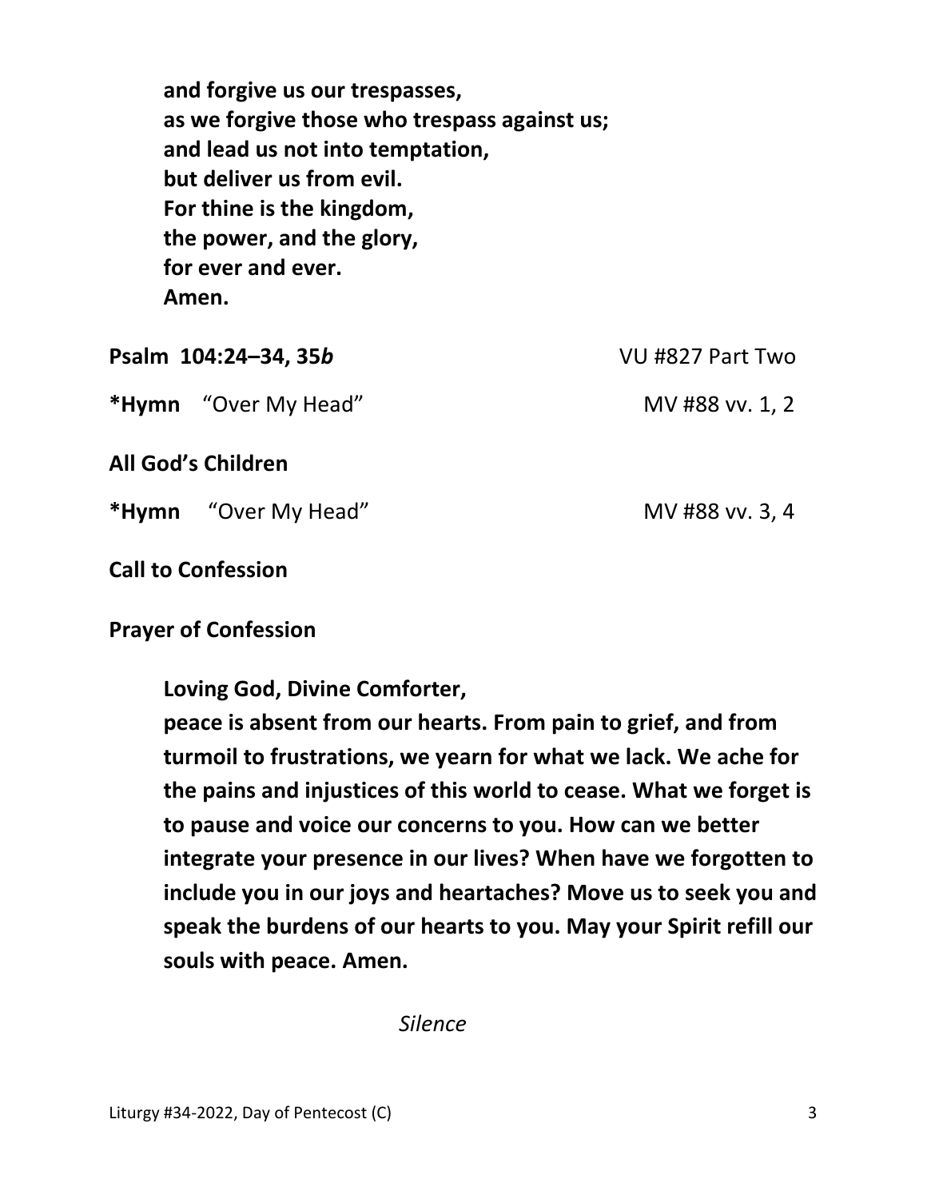**and forgive us our trespasses,**
**as we forgive those who trespass against us;**
**and lead us not into temptation,**
**but deliver us from evil.**
**For thine is the kingdom,**
**the power, and the glory,**
**for ever and ever.**
**Amen.**

**Psalm 104:24–34, 35*b*** VU #827 Part Two

***Hymn** "Over My Head" MV #88 vv. 1, 2

**All God's Children**

***Hymn** "Over My Head" MV #88 vv. 3, 4

**Call to Confession**

**Prayer of Confession**

**Loving God, Divine Comforter,**
**peace is absent from our hearts. From pain to grief, and from turmoil to frustrations, we yearn for what we lack. We ache for the pains and injustices of this world to cease. What we forget is to pause and voice our concerns to you. How can we better integrate your presence in our lives? When have we forgotten to include you in our joys and heartaches? Move us to seek you and speak the burdens of our hearts to you. May your Spirit refill our souls with peace. Amen.**

*Silence*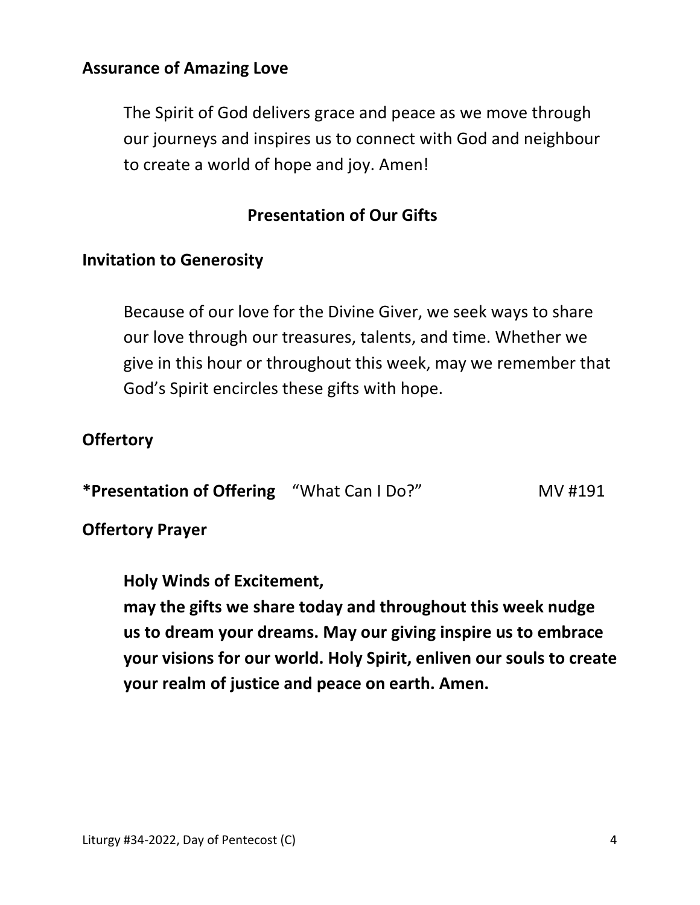**Assurance of Amazing Love**

The Spirit of God delivers grace and peace as we move through our journeys and inspires us to connect with God and neighbour to create a world of hope and joy. Amen!

## Presentation of Our Gifts

**Invitation to Generosity**

Because of our love for the Divine Giver, we seek ways to share our love through our treasures, talents, and time. Whether we give in this hour or throughout this week, may we remember that God's Spirit encircles these gifts with hope.

**Offertory**

**\*Presentation of Offering** "What Can I Do?" MV #191

**Offertory Prayer**

**Holy Winds of Excitement,**
**may the gifts we share today and throughout this week nudge us to dream your dreams. May our giving inspire us to embrace your visions for our world. Holy Spirit, enliven our souls to create your realm of justice and peace on earth. Amen.**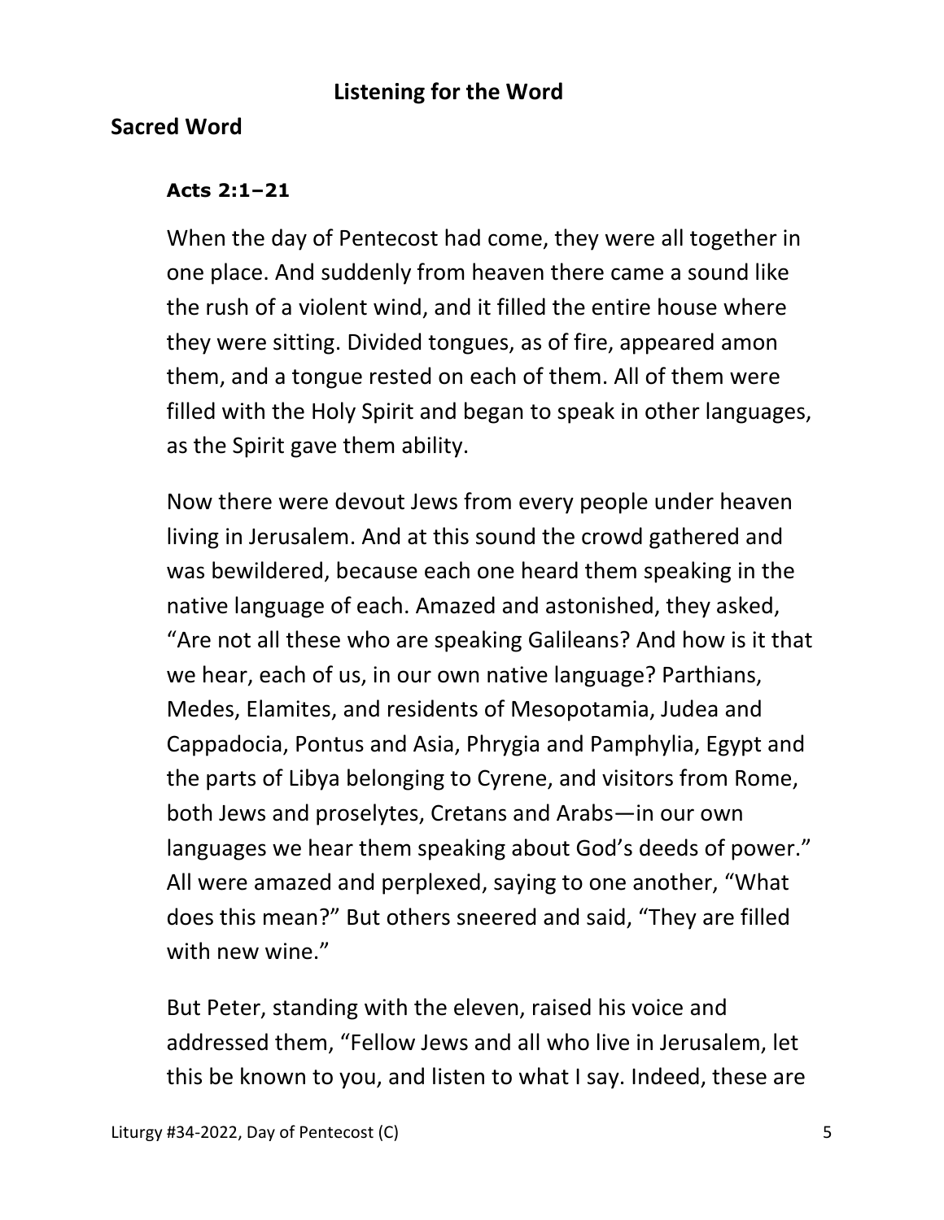## Listening for the Word

### Sacred Word

**Acts 2:1–21**

When the day of Pentecost had come, they were all together in one place. And suddenly from heaven there came a sound like the rush of a violent wind, and it filled the entire house where they were sitting. Divided tongues, as of fire, appeared amon them, and a tongue rested on each of them. All of them were filled with the Holy Spirit and began to speak in other languages, as the Spirit gave them ability.

Now there were devout Jews from every people under heaven living in Jerusalem. And at this sound the crowd gathered and was bewildered, because each one heard them speaking in the native language of each. Amazed and astonished, they asked, "Are not all these who are speaking Galileans? And how is it that we hear, each of us, in our own native language? Parthians, Medes, Elamites, and residents of Mesopotamia, Judea and Cappadocia, Pontus and Asia, Phrygia and Pamphylia, Egypt and the parts of Libya belonging to Cyrene, and visitors from Rome, both Jews and proselytes, Cretans and Arabs—in our own languages we hear them speaking about God's deeds of power." All were amazed and perplexed, saying to one another, "What does this mean?" But others sneered and said, "They are filled with new wine."

But Peter, standing with the eleven, raised his voice and addressed them, "Fellow Jews and all who live in Jerusalem, let this be known to you, and listen to what I say. Indeed, these are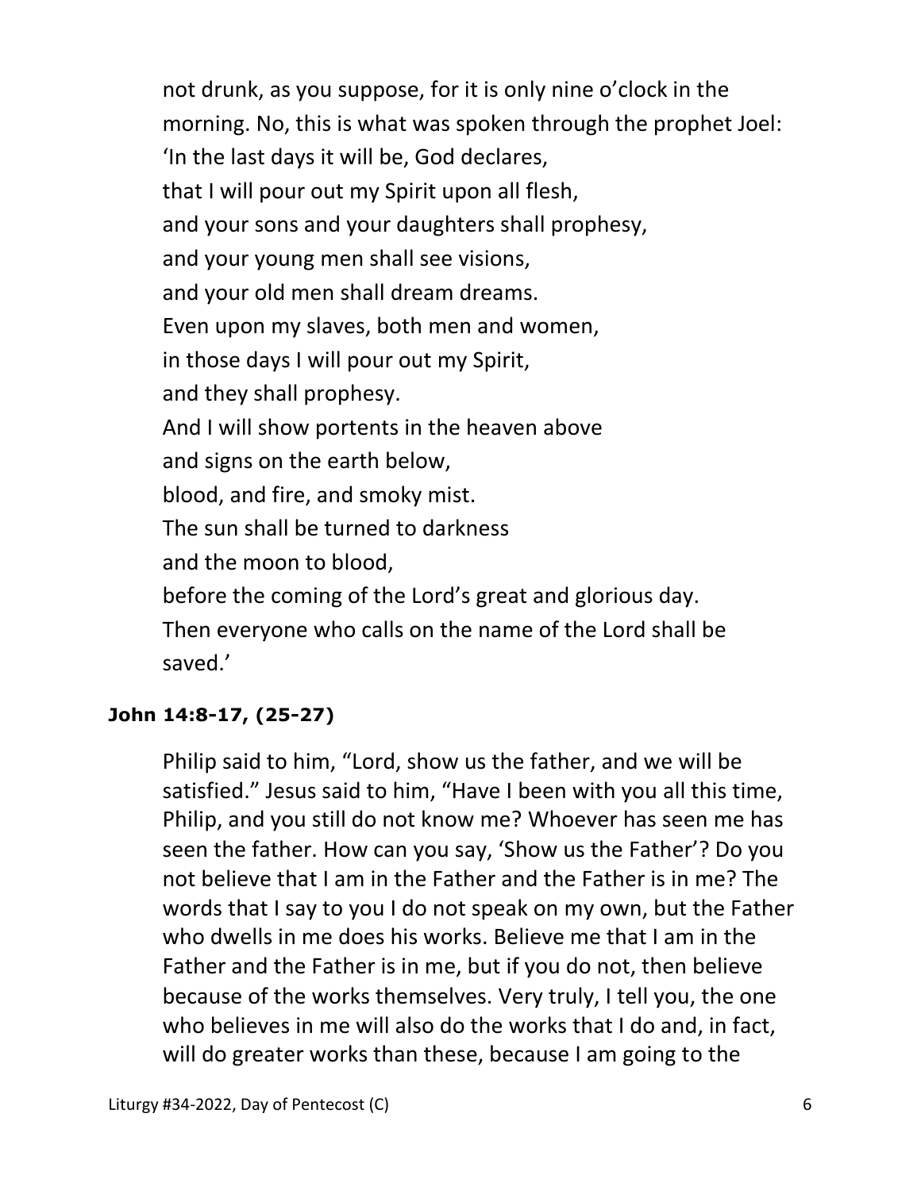not drunk, as you suppose, for it is only nine o'clock in the morning. No, this is what was spoken through the prophet Joel:
'In the last days it will be, God declares,
that I will pour out my Spirit upon all flesh,
and your sons and your daughters shall prophesy,
and your young men shall see visions,
and your old men shall dream dreams.
Even upon my slaves, both men and women,
in those days I will pour out my Spirit,
and they shall prophesy.
And I will show portents in the heaven above
and signs on the earth below,
blood, and fire, and smoky mist.
The sun shall be turned to darkness
and the moon to blood,
before the coming of the Lord's great and glorious day.
Then everyone who calls on the name of the Lord shall be saved.'

**John 14:8-17, (25-27)**

Philip said to him, "Lord, show us the father, and we will be satisfied." Jesus said to him, "Have I been with you all this time, Philip, and you still do not know me? Whoever has seen me has seen the father. How can you say, 'Show us the Father'? Do you not believe that I am in the Father and the Father is in me? The words that I say to you I do not speak on my own, but the Father who dwells in me does his works. Believe me that I am in the Father and the Father is in me, but if you do not, then believe because of the works themselves. Very truly, I tell you, the one who believes in me will also do the works that I do and, in fact, will do greater works than these, because I am going to the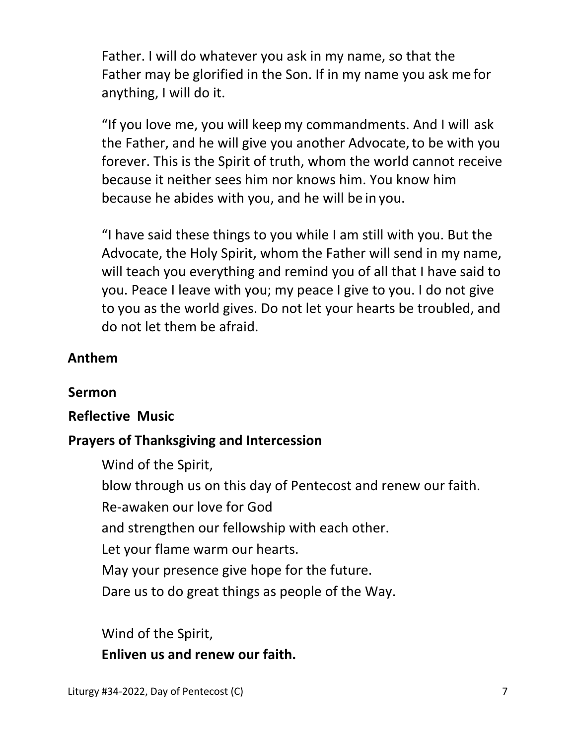Father. I will do whatever you ask in my name, so that the Father may be glorified in the Son. If in my name you ask me for anything, I will do it.

"If you love me, you will keep my commandments. And I will ask the Father, and he will give you another Advocate, to be with you forever. This is the Spirit of truth, whom the world cannot receive because it neither sees him nor knows him. You know him because he abides with you, and he will be in you.

"I have said these things to you while I am still with you. But the Advocate, the Holy Spirit, whom the Father will send in my name, will teach you everything and remind you of all that I have said to you. Peace I leave with you; my peace I give to you. I do not give to you as the world gives. Do not let your hearts be troubled, and do not let them be afraid.

**Anthem**

**Sermon**

**Reflective Music**

**Prayers of Thanksgiving and Intercession**

Wind of the Spirit,
blow through us on this day of Pentecost and renew our faith.
Re-awaken our love for God
and strengthen our fellowship with each other.
Let your flame warm our hearts.
May your presence give hope for the future.
Dare us to do great things as people of the Way.

Wind of the Spirit,
**Enliven us and renew our faith.**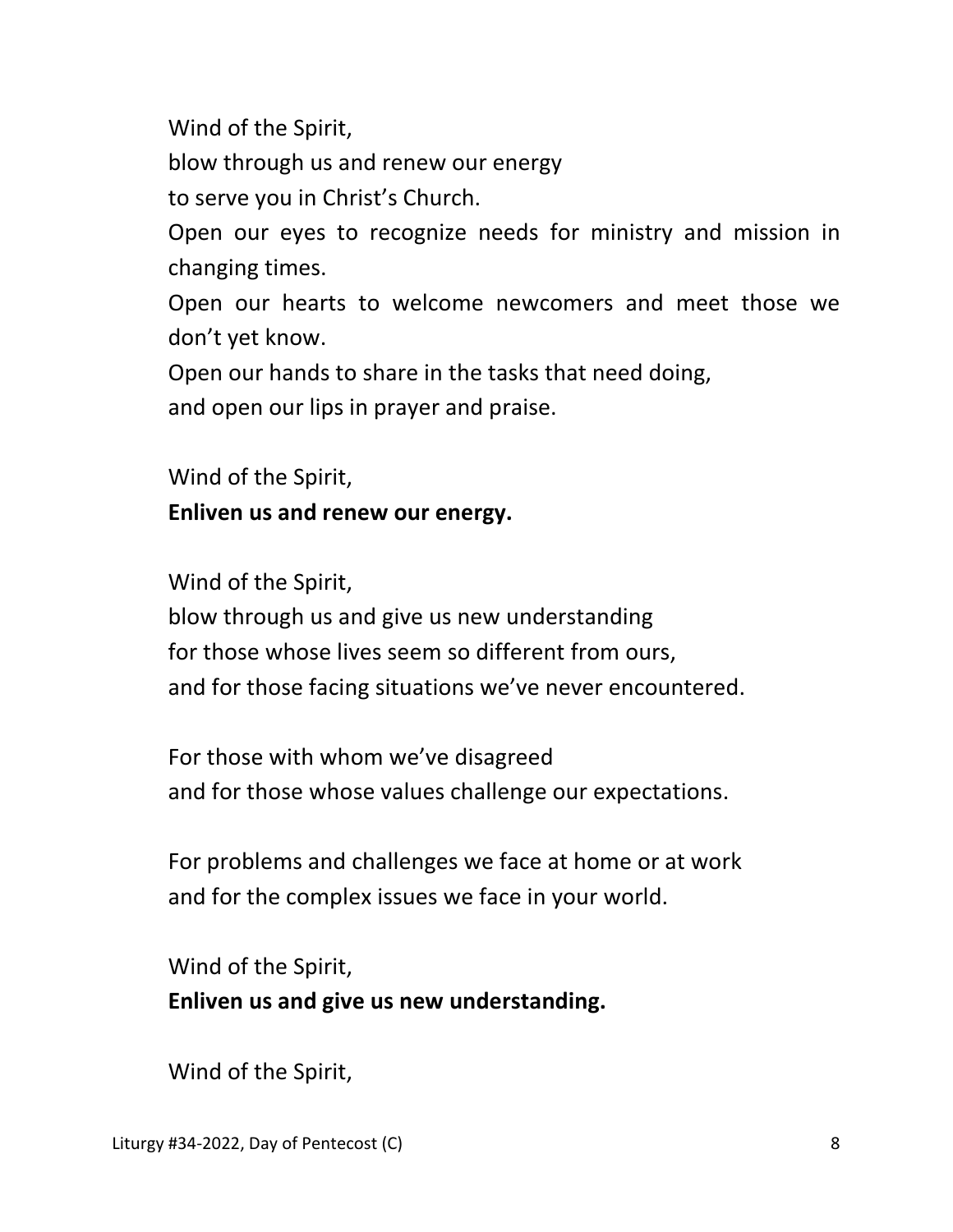Wind of the Spirit,  
blow through us and renew our energy  
to serve you in Christ's Church.  
Open our eyes to recognize needs for ministry and mission in changing times.  
Open our hearts to welcome newcomers and meet those we don't yet know.  
Open our hands to share in the tasks that need doing,  
and open our lips in prayer and praise.

Wind of the Spirit,  
**Enliven us and renew our energy.**

Wind of the Spirit,  
blow through us and give us new understanding  
for those whose lives seem so different from ours,  
and for those facing situations we've never encountered.

For those with whom we've disagreed  
and for those whose values challenge our expectations.

For problems and challenges we face at home or at work  
and for the complex issues we face in your world.

Wind of the Spirit,  
**Enliven us and give us new understanding.**

Wind of the Spirit,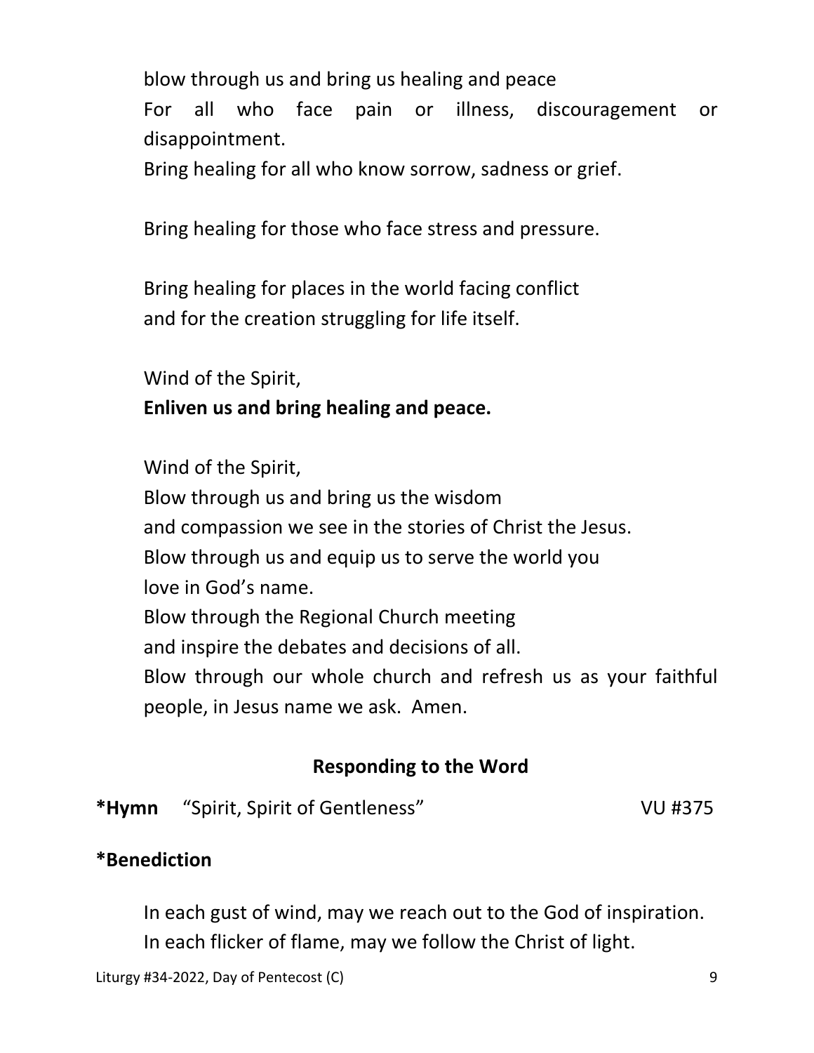blow through us and bring us healing and peace
For all who face pain or illness, discouragement or disappointment.
Bring healing for all who know sorrow, sadness or grief.

Bring healing for those who face stress and pressure.

Bring healing for places in the world facing conflict
and for the creation struggling for life itself.

Wind of the Spirit,
**Enliven us and bring healing and peace.**

Wind of the Spirit,
Blow through us and bring us the wisdom
and compassion we see in the stories of Christ the Jesus.
Blow through us and equip us to serve the world you
love in God's name.
Blow through the Regional Church meeting
and inspire the debates and decisions of all.
Blow through our whole church and refresh us as your faithful people, in Jesus name we ask. Amen.

## Responding to the Word

**\*Hymn** "Spirit, Spirit of Gentleness" VU #375

**\*Benediction**

In each gust of wind, may we reach out to the God of inspiration.
In each flicker of flame, may we follow the Christ of light.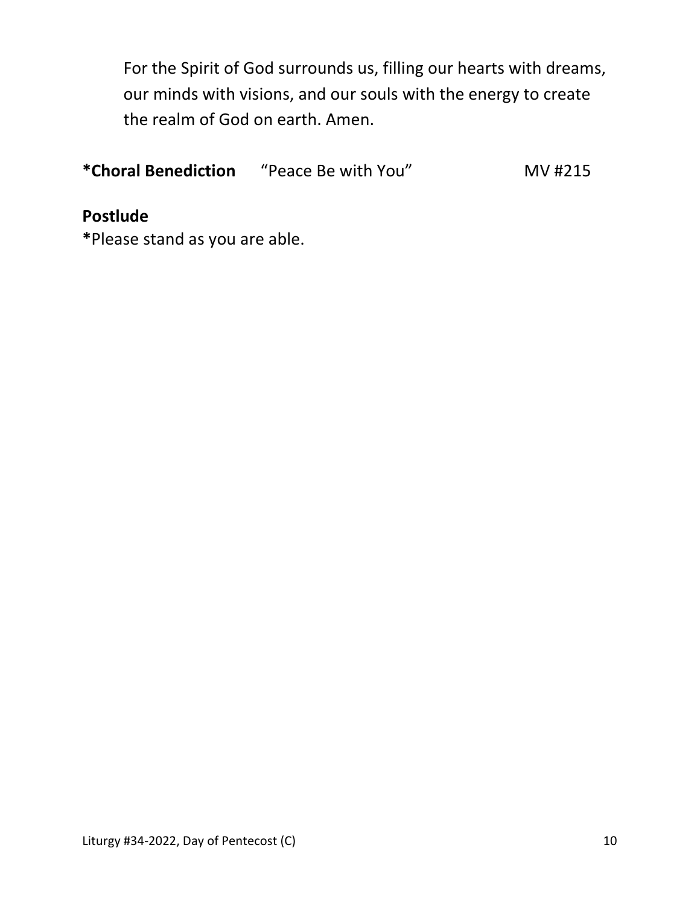For the Spirit of God surrounds us, filling our hearts with dreams, our minds with visions, and our souls with the energy to create the realm of God on earth. Amen.

**\*Choral Benediction** “Peace Be with You” MV #215

**Postlude**

**\***Please stand as you are able.